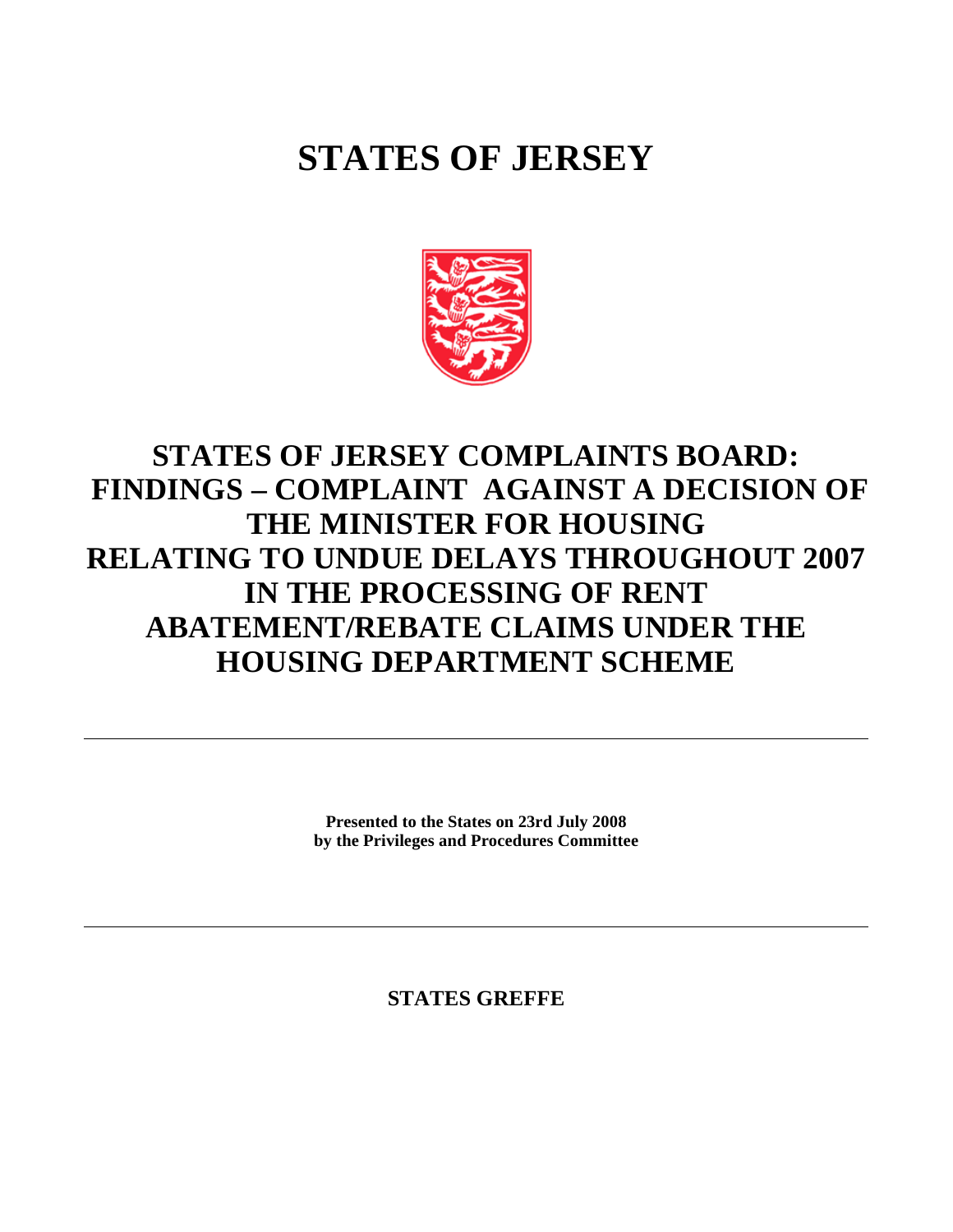# STATES OF JERSEY

# STATES OF JERSEY COMPLAINTS BOARD: FINDINGS – COMPLAINT AGAINST A DECISION OF THE MINISTER FOR HOUSING RELATING TO UNDUE DELAYS THROUGHOUT 2007 IN THE PROCESSING OF RENT ABATEMENT/REBATE CLAIMS UNDER THE HOUSING DEPARTMENT SCHEME

---

**Presented to the States on 23rd July 2008**
**by the Privileges and Procedures Committee**

---

**STATES GREFFE**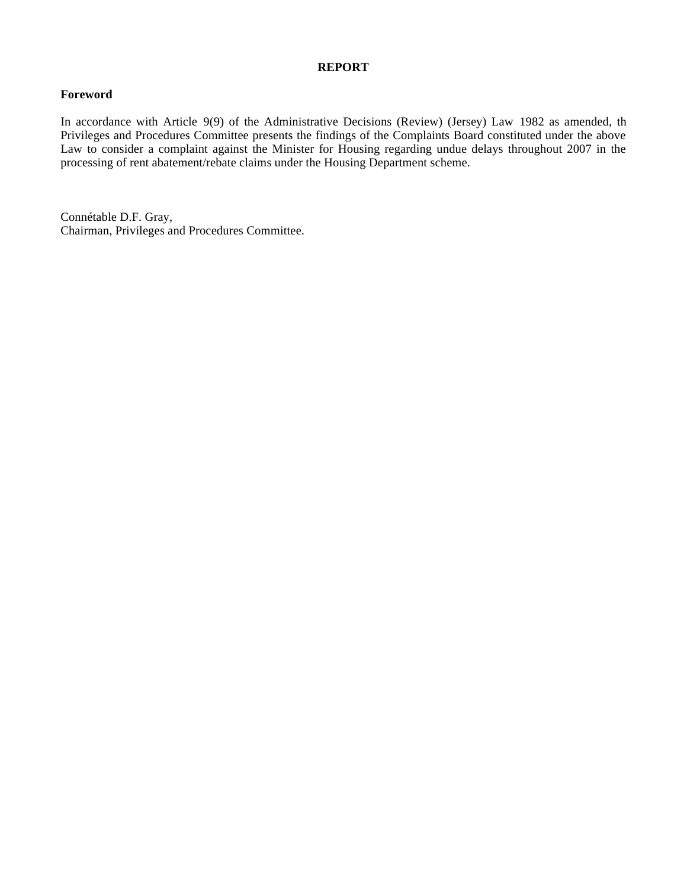**REPORT**

**Foreword**

In accordance with Article 9(9) of the Administrative Decisions (Review) (Jersey) Law 1982 as amended, th Privileges and Procedures Committee presents the findings of the Complaints Board constituted under the above Law to consider a complaint against the Minister for Housing regarding undue delays throughout 2007 in the processing of rent abatement/rebate claims under the Housing Department scheme.

Connétable D.F. Gray,
Chairman, Privileges and Procedures Committee.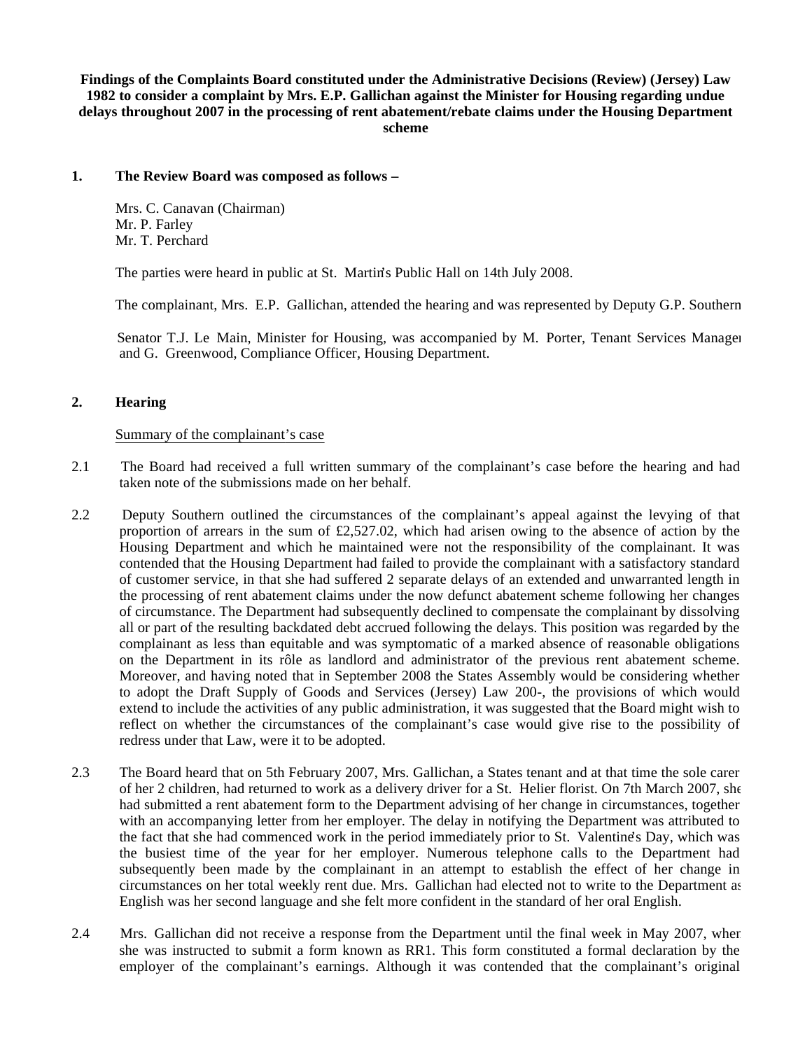**Findings of the Complaints Board constituted under the Administrative Decisions (Review) (Jersey) Law 1982 to consider a complaint by Mrs. E.P. Gallichan against the Minister for Housing regarding undue delays throughout 2007 in the processing of rent abatement/rebate claims under the Housing Department scheme**

**1. The Review Board was composed as follows –**

Mrs. C. Canavan (Chairman)
Mr. P. Farley
Mr. T. Perchard

The parties were heard in public at St. Martin's Public Hall on 14th July 2008.

The complainant, Mrs. E.P. Gallichan, attended the hearing and was represented by Deputy G.P. Southern

Senator T.J. Le Main, Minister for Housing, was accompanied by M. Porter, Tenant Services Manager and G. Greenwood, Compliance Officer, Housing Department.

**2. Hearing**

Summary of the complainant's case

2.1 The Board had received a full written summary of the complainant's case before the hearing and had taken note of the submissions made on her behalf.

2.2 Deputy Southern outlined the circumstances of the complainant's appeal against the levying of that proportion of arrears in the sum of £2,527.02, which had arisen owing to the absence of action by the Housing Department and which he maintained were not the responsibility of the complainant. It was contended that the Housing Department had failed to provide the complainant with a satisfactory standard of customer service, in that she had suffered 2 separate delays of an extended and unwarranted length in the processing of rent abatement claims under the now defunct abatement scheme following her changes of circumstance. The Department had subsequently declined to compensate the complainant by dissolving all or part of the resulting backdated debt accrued following the delays. This position was regarded by the complainant as less than equitable and was symptomatic of a marked absence of reasonable obligations on the Department in its rôle as landlord and administrator of the previous rent abatement scheme. Moreover, and having noted that in September 2008 the States Assembly would be considering whether to adopt the Draft Supply of Goods and Services (Jersey) Law 200-, the provisions of which would extend to include the activities of any public administration, it was suggested that the Board might wish to reflect on whether the circumstances of the complainant's case would give rise to the possibility of redress under that Law, were it to be adopted.

2.3 The Board heard that on 5th February 2007, Mrs. Gallichan, a States tenant and at that time the sole carer of her 2 children, had returned to work as a delivery driver for a St. Helier florist. On 7th March 2007, she had submitted a rent abatement form to the Department advising of her change in circumstances, together with an accompanying letter from her employer. The delay in notifying the Department was attributed to the fact that she had commenced work in the period immediately prior to St. Valentine's Day, which was the busiest time of the year for her employer. Numerous telephone calls to the Department had subsequently been made by the complainant in an attempt to establish the effect of her change in circumstances on her total weekly rent due. Mrs. Gallichan had elected not to write to the Department as English was her second language and she felt more confident in the standard of her oral English.

2.4 Mrs. Gallichan did not receive a response from the Department until the final week in May 2007, when she was instructed to submit a form known as RR1. This form constituted a formal declaration by the employer of the complainant's earnings. Although it was contended that the complainant's original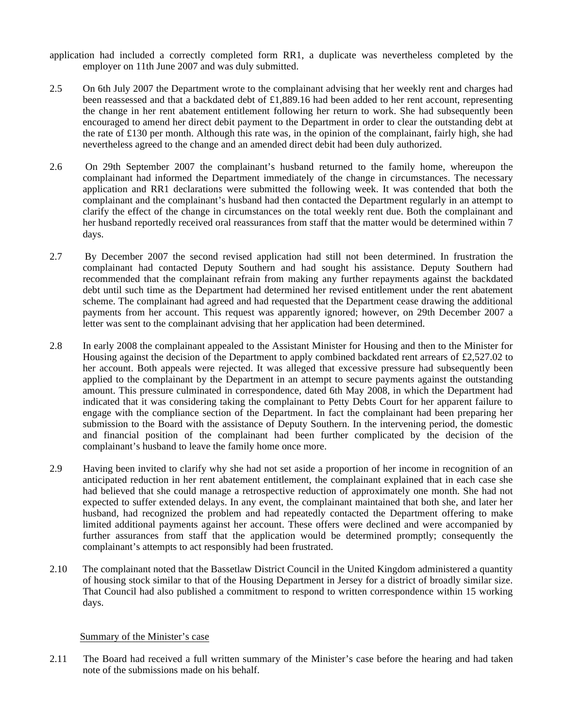application had included a correctly completed form RR1, a duplicate was nevertheless completed by the employer on 11th June 2007 and was duly submitted.

2.5 On 6th July 2007 the Department wrote to the complainant advising that her weekly rent and charges had been reassessed and that a backdated debt of £1,889.16 had been added to her rent account, representing the change in her rent abatement entitlement following her return to work. She had subsequently been encouraged to amend her direct debit payment to the Department in order to clear the outstanding debt at the rate of £130 per month. Although this rate was, in the opinion of the complainant, fairly high, she had nevertheless agreed to the change and an amended direct debit had been duly authorized.

2.6 On 29th September 2007 the complainant's husband returned to the family home, whereupon the complainant had informed the Department immediately of the change in circumstances. The necessary application and RR1 declarations were submitted the following week. It was contended that both the complainant and the complainant's husband had then contacted the Department regularly in an attempt to clarify the effect of the change in circumstances on the total weekly rent due. Both the complainant and her husband reportedly received oral reassurances from staff that the matter would be determined within 7 days.

2.7 By December 2007 the second revised application had still not been determined. In frustration the complainant had contacted Deputy Southern and had sought his assistance. Deputy Southern had recommended that the complainant refrain from making any further repayments against the backdated debt until such time as the Department had determined her revised entitlement under the rent abatement scheme. The complainant had agreed and had requested that the Department cease drawing the additional payments from her account. This request was apparently ignored; however, on 29th December 2007 a letter was sent to the complainant advising that her application had been determined.

2.8 In early 2008 the complainant appealed to the Assistant Minister for Housing and then to the Minister for Housing against the decision of the Department to apply combined backdated rent arrears of £2,527.02 to her account. Both appeals were rejected. It was alleged that excessive pressure had subsequently been applied to the complainant by the Department in an attempt to secure payments against the outstanding amount. This pressure culminated in correspondence, dated 6th May 2008, in which the Department had indicated that it was considering taking the complainant to Petty Debts Court for her apparent failure to engage with the compliance section of the Department. In fact the complainant had been preparing her submission to the Board with the assistance of Deputy Southern. In the intervening period, the domestic and financial position of the complainant had been further complicated by the decision of the complainant's husband to leave the family home once more.

2.9 Having been invited to clarify why she had not set aside a proportion of her income in recognition of an anticipated reduction in her rent abatement entitlement, the complainant explained that in each case she had believed that she could manage a retrospective reduction of approximately one month. She had not expected to suffer extended delays. In any event, the complainant maintained that both she, and later her husband, had recognized the problem and had repeatedly contacted the Department offering to make limited additional payments against her account. These offers were declined and were accompanied by further assurances from staff that the application would be determined promptly; consequently the complainant's attempts to act responsibly had been frustrated.

2.10 The complainant noted that the Bassetlaw District Council in the United Kingdom administered a quantity of housing stock similar to that of the Housing Department in Jersey for a district of broadly similar size. That Council had also published a commitment to respond to written correspondence within 15 working days.

Summary of the Minister's case

2.11 The Board had received a full written summary of the Minister's case before the hearing and had taken note of the submissions made on his behalf.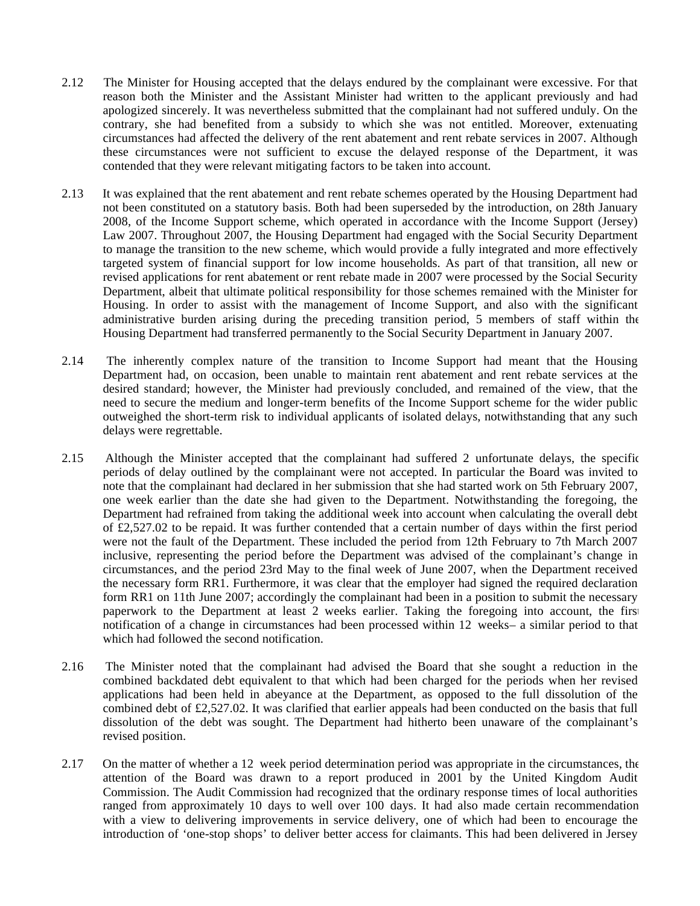2.12 The Minister for Housing accepted that the delays endured by the complainant were excessive. For that reason both the Minister and the Assistant Minister had written to the applicant previously and had apologized sincerely. It was nevertheless submitted that the complainant had not suffered unduly. On the contrary, she had benefited from a subsidy to which she was not entitled. Moreover, extenuating circumstances had affected the delivery of the rent abatement and rent rebate services in 2007. Although these circumstances were not sufficient to excuse the delayed response of the Department, it was contended that they were relevant mitigating factors to be taken into account.

2.13 It was explained that the rent abatement and rent rebate schemes operated by the Housing Department had not been constituted on a statutory basis. Both had been superseded by the introduction, on 28th January 2008, of the Income Support scheme, which operated in accordance with the Income Support (Jersey) Law 2007. Throughout 2007, the Housing Department had engaged with the Social Security Department to manage the transition to the new scheme, which would provide a fully integrated and more effectively targeted system of financial support for low income households. As part of that transition, all new or revised applications for rent abatement or rent rebate made in 2007 were processed by the Social Security Department, albeit that ultimate political responsibility for those schemes remained with the Minister for Housing. In order to assist with the management of Income Support, and also with the significant administrative burden arising during the preceding transition period, 5 members of staff within the Housing Department had transferred permanently to the Social Security Department in January 2007.

2.14 The inherently complex nature of the transition to Income Support had meant that the Housing Department had, on occasion, been unable to maintain rent abatement and rent rebate services at the desired standard; however, the Minister had previously concluded, and remained of the view, that the need to secure the medium and longer-term benefits of the Income Support scheme for the wider public outweighed the short-term risk to individual applicants of isolated delays, notwithstanding that any such delays were regrettable.

2.15 Although the Minister accepted that the complainant had suffered 2 unfortunate delays, the specific periods of delay outlined by the complainant were not accepted. In particular the Board was invited to note that the complainant had declared in her submission that she had started work on 5th February 2007, one week earlier than the date she had given to the Department. Notwithstanding the foregoing, the Department had refrained from taking the additional week into account when calculating the overall debt of £2,527.02 to be repaid. It was further contended that a certain number of days within the first period were not the fault of the Department. These included the period from 12th February to 7th March 2007 inclusive, representing the period before the Department was advised of the complainant's change in circumstances, and the period 23rd May to the final week of June 2007, when the Department received the necessary form RR1. Furthermore, it was clear that the employer had signed the required declaration form RR1 on 11th June 2007; accordingly the complainant had been in a position to submit the necessary paperwork to the Department at least 2 weeks earlier. Taking the foregoing into account, the first notification of a change in circumstances had been processed within 12 weeks– a similar period to that which had followed the second notification.

2.16 The Minister noted that the complainant had advised the Board that she sought a reduction in the combined backdated debt equivalent to that which had been charged for the periods when her revised applications had been held in abeyance at the Department, as opposed to the full dissolution of the combined debt of £2,527.02. It was clarified that earlier appeals had been conducted on the basis that full dissolution of the debt was sought. The Department had hitherto been unaware of the complainant's revised position.

2.17 On the matter of whether a 12 week period determination period was appropriate in the circumstances, the attention of the Board was drawn to a report produced in 2001 by the United Kingdom Audit Commission. The Audit Commission had recognized that the ordinary response times of local authorities ranged from approximately 10 days to well over 100 days. It had also made certain recommendation with a view to delivering improvements in service delivery, one of which had been to encourage the introduction of 'one-stop shops' to deliver better access for claimants. This had been delivered in Jersey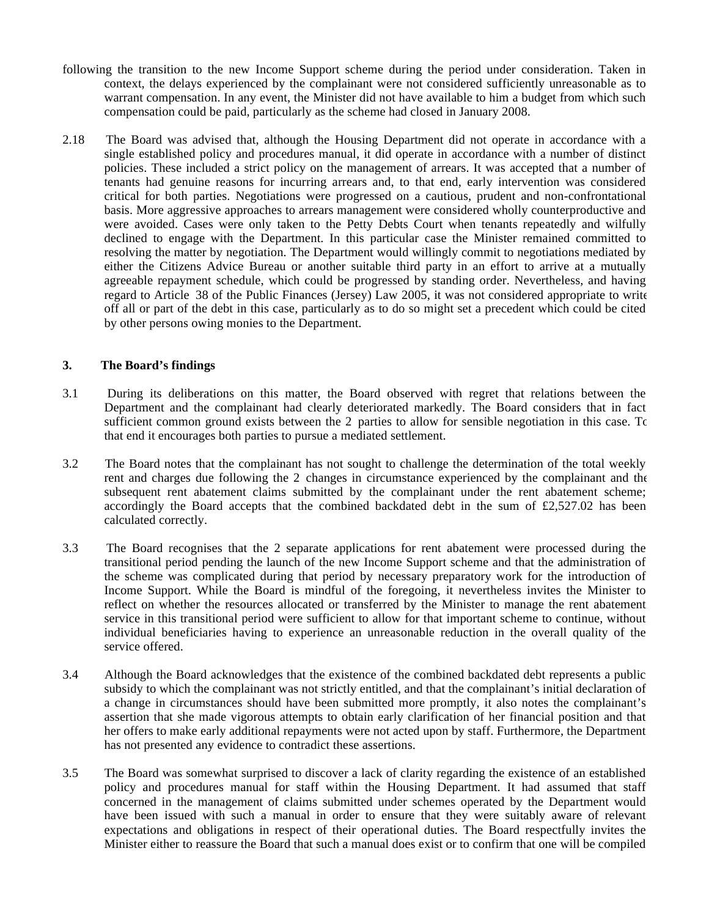following the transition to the new Income Support scheme during the period under consideration. Taken in context, the delays experienced by the complainant were not considered sufficiently unreasonable as to warrant compensation. In any event, the Minister did not have available to him a budget from which such compensation could be paid, particularly as the scheme had closed in January 2008.

2.18 The Board was advised that, although the Housing Department did not operate in accordance with a single established policy and procedures manual, it did operate in accordance with a number of distinct policies. These included a strict policy on the management of arrears. It was accepted that a number of tenants had genuine reasons for incurring arrears and, to that end, early intervention was considered critical for both parties. Negotiations were progressed on a cautious, prudent and non-confrontational basis. More aggressive approaches to arrears management were considered wholly counterproductive and were avoided. Cases were only taken to the Petty Debts Court when tenants repeatedly and wilfully declined to engage with the Department. In this particular case the Minister remained committed to resolving the matter by negotiation. The Department would willingly commit to negotiations mediated by either the Citizens Advice Bureau or another suitable third party in an effort to arrive at a mutually agreeable repayment schedule, which could be progressed by standing order. Nevertheless, and having regard to Article 38 of the Public Finances (Jersey) Law 2005, it was not considered appropriate to write off all or part of the debt in this case, particularly as to do so might set a precedent which could be cited by other persons owing monies to the Department.

## 3. The Board's findings

3.1 During its deliberations on this matter, the Board observed with regret that relations between the Department and the complainant had clearly deteriorated markedly. The Board considers that in fact sufficient common ground exists between the 2 parties to allow for sensible negotiation in this case. To that end it encourages both parties to pursue a mediated settlement.

3.2 The Board notes that the complainant has not sought to challenge the determination of the total weekly rent and charges due following the 2 changes in circumstance experienced by the complainant and the subsequent rent abatement claims submitted by the complainant under the rent abatement scheme; accordingly the Board accepts that the combined backdated debt in the sum of £2,527.02 has been calculated correctly.

3.3 The Board recognises that the 2 separate applications for rent abatement were processed during the transitional period pending the launch of the new Income Support scheme and that the administration of the scheme was complicated during that period by necessary preparatory work for the introduction of Income Support. While the Board is mindful of the foregoing, it nevertheless invites the Minister to reflect on whether the resources allocated or transferred by the Minister to manage the rent abatement service in this transitional period were sufficient to allow for that important scheme to continue, without individual beneficiaries having to experience an unreasonable reduction in the overall quality of the service offered.

3.4 Although the Board acknowledges that the existence of the combined backdated debt represents a public subsidy to which the complainant was not strictly entitled, and that the complainant's initial declaration of a change in circumstances should have been submitted more promptly, it also notes the complainant's assertion that she made vigorous attempts to obtain early clarification of her financial position and that her offers to make early additional repayments were not acted upon by staff. Furthermore, the Department has not presented any evidence to contradict these assertions.

3.5 The Board was somewhat surprised to discover a lack of clarity regarding the existence of an established policy and procedures manual for staff within the Housing Department. It had assumed that staff concerned in the management of claims submitted under schemes operated by the Department would have been issued with such a manual in order to ensure that they were suitably aware of relevant expectations and obligations in respect of their operational duties. The Board respectfully invites the Minister either to reassure the Board that such a manual does exist or to confirm that one will be compiled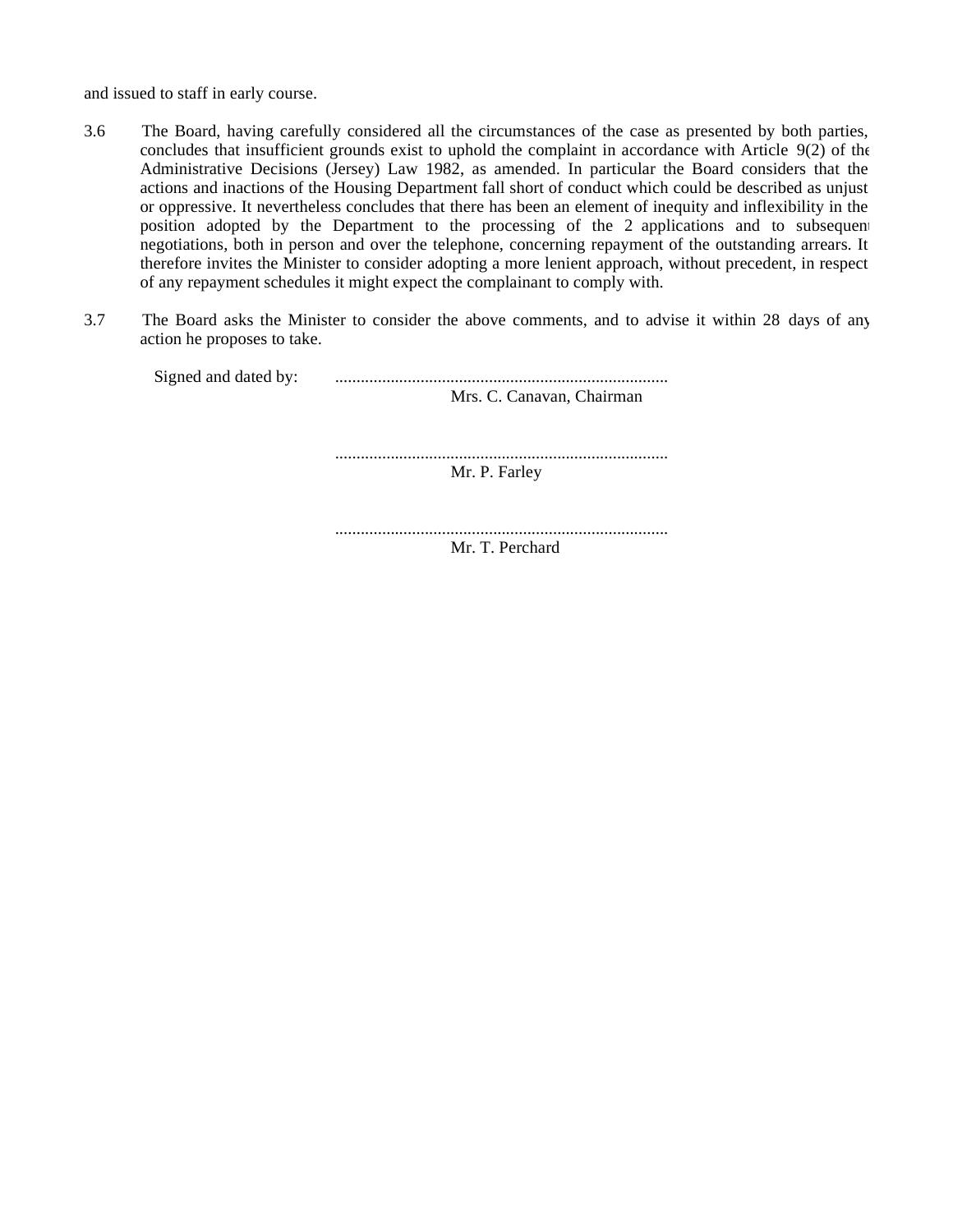and issued to staff in early course.

3.6 The Board, having carefully considered all the circumstances of the case as presented by both parties, concludes that insufficient grounds exist to uphold the complaint in accordance with Article 9(2) of the Administrative Decisions (Jersey) Law 1982, as amended. In particular the Board considers that the actions and inactions of the Housing Department fall short of conduct which could be described as unjust or oppressive. It nevertheless concludes that there has been an element of inequity and inflexibility in the position adopted by the Department to the processing of the 2 applications and to subsequent negotiations, both in person and over the telephone, concerning repayment of the outstanding arrears. It therefore invites the Minister to consider adopting a more lenient approach, without precedent, in respect of any repayment schedules it might expect the complainant to comply with.

3.7 The Board asks the Minister to consider the above comments, and to advise it within 28 days of any action he proposes to take.

Signed and dated by: .............................................................................

Mrs. C. Canavan, Chairman

.............................................................................

Mr. P. Farley

.............................................................................

Mr. T. Perchard